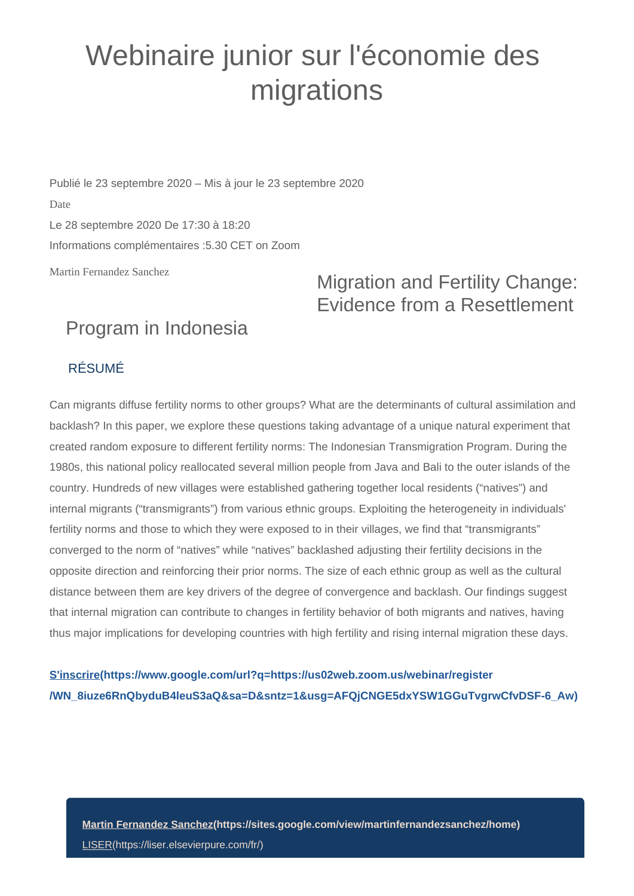# Webinaire junior sur l'économie des migrations

Publié le 23 septembre 2020 – Mis à jour le 23 septembre 2020

Date

Le 28 septembre 2020 De 17:30 à 18:20

Informations complémentaires :5.30 CET on Zoom

Martin Fernandez Sanchez

## Migration and Fertility Change: Evidence from a Resettlement Program in Indonesia

### RÉSUMÉ

Can migrants diffuse fertility norms to other groups? What are the determinants of cultural assimilation and backlash? In this paper, we explore these questions taking advantage of a unique natural experiment that created random exposure to different fertility norms: The Indonesian Transmigration Program. During the 1980s, this national policy reallocated several million people from Java and Bali to the outer islands of the country. Hundreds of new villages were established gathering together local residents ("natives") and internal migrants ("transmigrants") from various ethnic groups. Exploiting the heterogeneity in individuals' fertility norms and those to which they were exposed to in their villages, we find that "transmigrants" converged to the norm of "natives" while "natives" backlashed adjusting their fertility decisions in the opposite direction and reinforcing their prior norms. The size of each ethnic group as well as the cultural distance between them are key drivers of the degree of convergence and backlash. Our findings suggest that internal migration can contribute to changes in fertility behavior of both migrants and natives, having thus major implications for developing countries with high fertility and rising internal migration these days.

**S'inscrire(https://www.google.com/url?q=https://us02web.zoom.us/webinar/register/WN_8iuze6RnQbyduB4leuS3aQ&sa=D&sntz=1&usg=AFQjCNGE5dxYSW1GGuTvgrwCfvDSF-6_Aw)**

**Martin Fernandez Sanchez(https://sites.google.com/view/martinfernandezsanchez/home)**

LISER(https://liser.elsevierpure.com/fr/)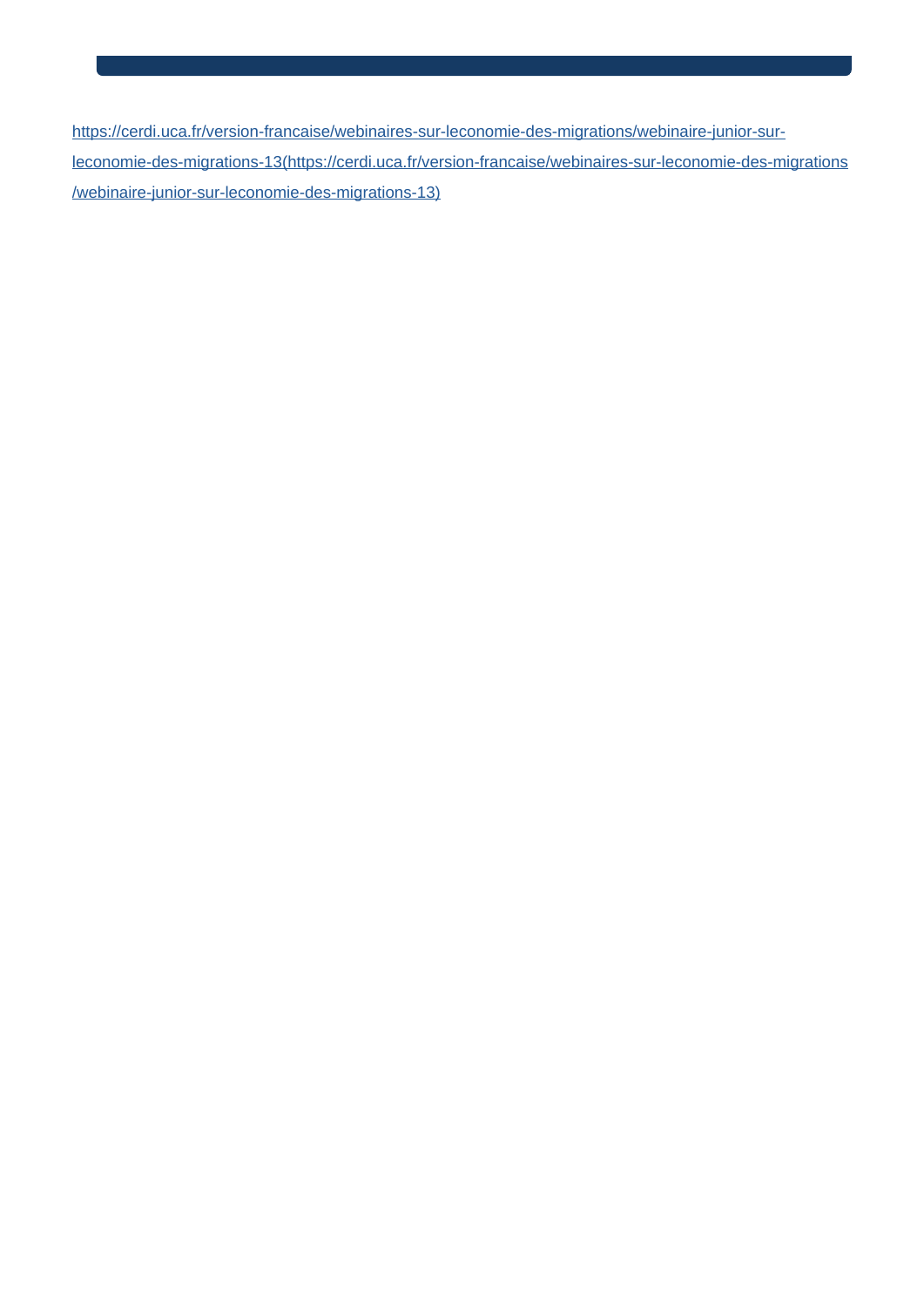https://cerdi.uca.fr/version-francaise/webinaires-sur-leconomie-des-migrations/webinaire-junior-sur-leconomie-des-migrations-13(https://cerdi.uca.fr/version-francaise/webinaires-sur-leconomie-des-migrations/webinaire-junior-sur-leconomie-des-migrations-13)